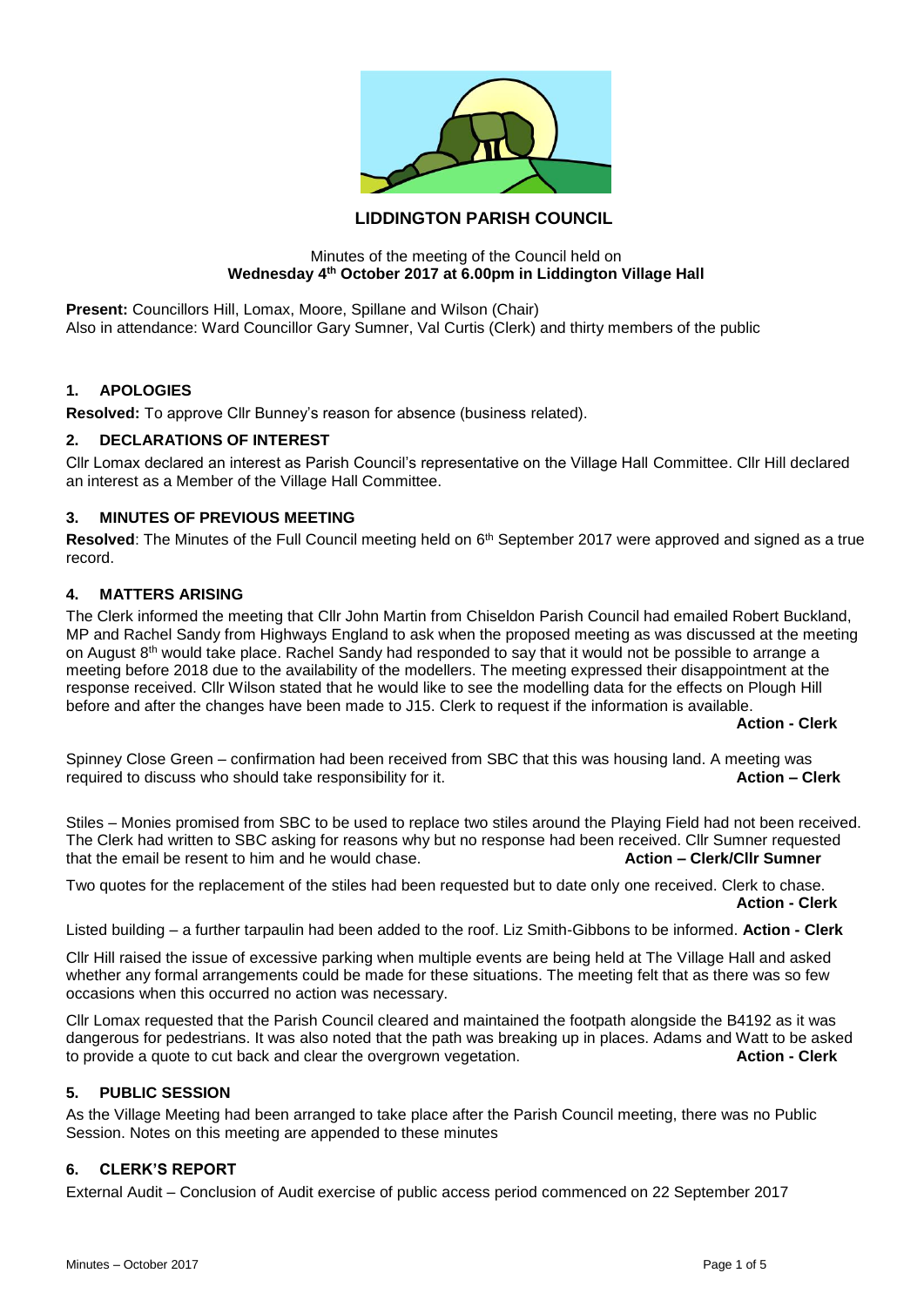# LIDDINGTON PARISH COUNCIL

Minutes of the meeting of the Council held on
**Wednesday 4th October 2017 at 6.00pm in Liddington Village Hall**

**Present:** Councillors Hill, Lomax, Moore, Spillane and Wilson (Chair)
Also in attendance: Ward Councillor Gary Sumner, Val Curtis (Clerk) and thirty members of the public

## 1. APOLOGIES

**Resolved:** To approve Cllr Bunney's reason for absence (business related).

## 2. DECLARATIONS OF INTEREST

Cllr Lomax declared an interest as Parish Council's representative on the Village Hall Committee. Cllr Hill declared an interest as a Member of the Village Hall Committee.

## 3. MINUTES OF PREVIOUS MEETING

**Resolved**: The Minutes of the Full Council meeting held on 6th September 2017 were approved and signed as a true record.

## 4. MATTERS ARISING

The Clerk informed the meeting that Cllr John Martin from Chiseldon Parish Council had emailed Robert Buckland, MP and Rachel Sandy from Highways England to ask when the proposed meeting as was discussed at the meeting on August 8th would take place. Rachel Sandy had responded to say that it would not be possible to arrange a meeting before 2018 due to the availability of the modellers. The meeting expressed their disappointment at the response received. Cllr Wilson stated that he would like to see the modelling data for the effects on Plough Hill before and after the changes have been made to J15. Clerk to request if the information is available.
**Action - Clerk**

Spinney Close Green – confirmation had been received from SBC that this was housing land. A meeting was required to discuss who should take responsibility for it. **Action – Clerk**

Stiles – Monies promised from SBC to be used to replace two stiles around the Playing Field had not been received. The Clerk had written to SBC asking for reasons why but no response had been received. Cllr Sumner requested that the email be resent to him and he would chase. **Action – Clerk/Cllr Sumner**

Two quotes for the replacement of the stiles had been requested but to date only one received. Clerk to chase.
**Action - Clerk**

Listed building – a further tarpaulin had been added to the roof. Liz Smith-Gibbons to be informed. **Action - Clerk**

Cllr Hill raised the issue of excessive parking when multiple events are being held at The Village Hall and asked whether any formal arrangements could be made for these situations. The meeting felt that as there was so few occasions when this occurred no action was necessary.

Cllr Lomax requested that the Parish Council cleared and maintained the footpath alongside the B4192 as it was dangerous for pedestrians. It was also noted that the path was breaking up in places. Adams and Watt to be asked to provide a quote to cut back and clear the overgrown vegetation. **Action - Clerk**

## 5. PUBLIC SESSION

As the Village Meeting had been arranged to take place after the Parish Council meeting, there was no Public Session. Notes on this meeting are appended to these minutes

## 6. CLERK'S REPORT

External Audit – Conclusion of Audit exercise of public access period commenced on 22 September 2017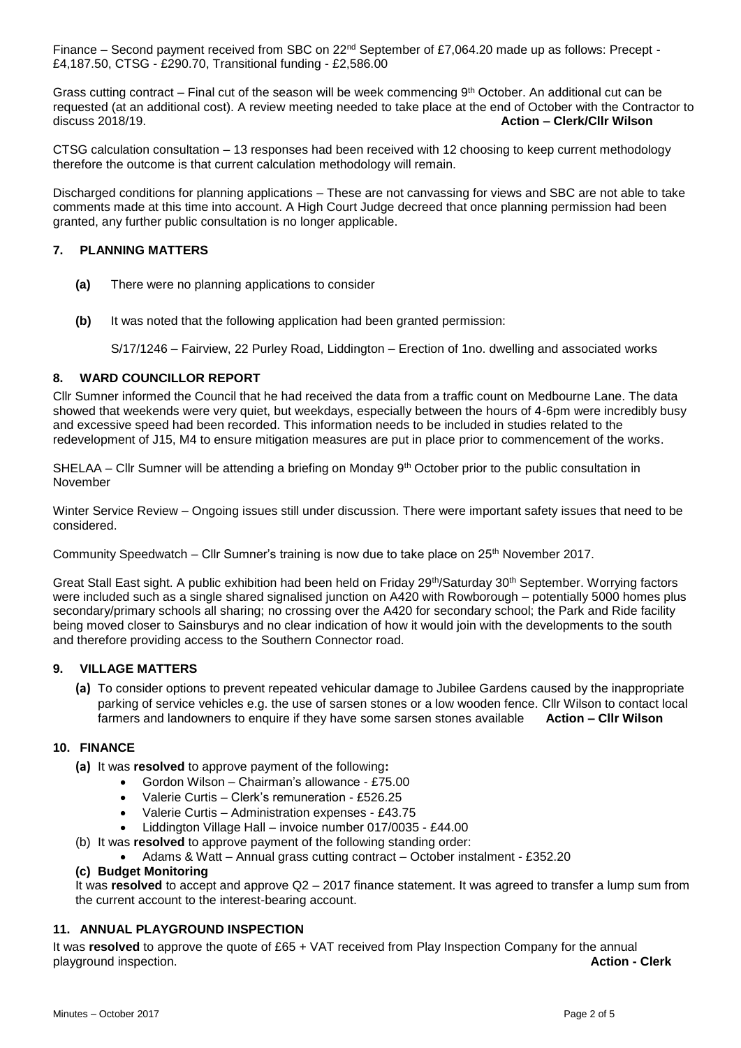Finance – Second payment received from SBC on 22nd September of £7,064.20 made up as follows: Precept - £4,187.50, CTSG - £290.70, Transitional funding - £2,586.00

Grass cutting contract – Final cut of the season will be week commencing 9th October. An additional cut can be requested (at an additional cost). A review meeting needed to take place at the end of October with the Contractor to discuss 2018/19. **Action – Clerk/Cllr Wilson**

CTSG calculation consultation – 13 responses had been received with 12 choosing to keep current methodology therefore the outcome is that current calculation methodology will remain.

Discharged conditions for planning applications – These are not canvassing for views and SBC are not able to take comments made at this time into account. A High Court Judge decreed that once planning permission had been granted, any further public consultation is no longer applicable.

## 7. PLANNING MATTERS

**(a)** There were no planning applications to consider

**(b)** It was noted that the following application had been granted permission:

S/17/1246 – Fairview, 22 Purley Road, Liddington – Erection of 1no. dwelling and associated works

## 8. WARD COUNCILLOR REPORT

Cllr Sumner informed the Council that he had received the data from a traffic count on Medbourne Lane. The data showed that weekends were very quiet, but weekdays, especially between the hours of 4-6pm were incredibly busy and excessive speed had been recorded. This information needs to be included in studies related to the redevelopment of J15, M4 to ensure mitigation measures are put in place prior to commencement of the works.

SHELAA – Cllr Sumner will be attending a briefing on Monday 9th October prior to the public consultation in November

Winter Service Review – Ongoing issues still under discussion. There were important safety issues that need to be considered.

Community Speedwatch – Cllr Sumner's training is now due to take place on 25th November 2017.

Great Stall East sight. A public exhibition had been held on Friday 29th/Saturday 30th September. Worrying factors were included such as a single shared signalised junction on A420 with Rowborough – potentially 5000 homes plus secondary/primary schools all sharing; no crossing over the A420 for secondary school; the Park and Ride facility being moved closer to Sainsburys and no clear indication of how it would join with the developments to the south and therefore providing access to the Southern Connector road.

## 9. VILLAGE MATTERS

**(a)** To consider options to prevent repeated vehicular damage to Jubilee Gardens caused by the inappropriate parking of service vehicles e.g. the use of sarsen stones or a low wooden fence. Cllr Wilson to contact local farmers and landowners to enquire if they have some sarsen stones available **Action – Cllr Wilson**

## 10. FINANCE

**(a)** It was **resolved** to approve payment of the following**:**

- Gordon Wilson – Chairman's allowance - £75.00
- Valerie Curtis – Clerk's remuneration - £526.25
- Valerie Curtis – Administration expenses - £43.75
- Liddington Village Hall – invoice number 017/0035 - £44.00

(b) It was **resolved** to approve payment of the following standing order:

- Adams & Watt – Annual grass cutting contract – October instalment - £352.20

**(c) Budget Monitoring**

It was **resolved** to accept and approve Q2 – 2017 finance statement. It was agreed to transfer a lump sum from the current account to the interest-bearing account.

## 11. ANNUAL PLAYGROUND INSPECTION

It was **resolved** to approve the quote of £65 + VAT received from Play Inspection Company for the annual playground inspection. **Action - Clerk**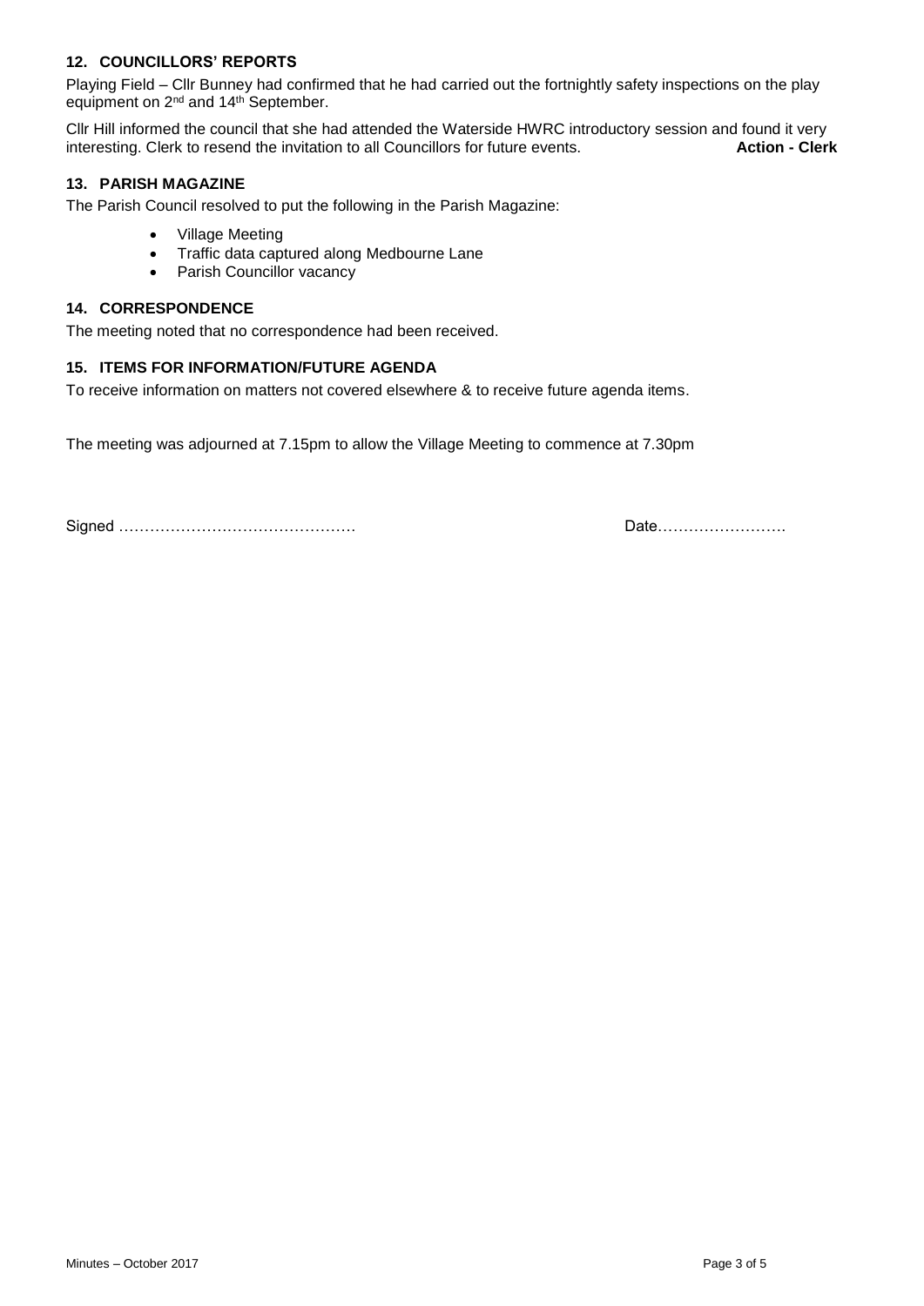## 12. COUNCILLORS' REPORTS

Playing Field – Cllr Bunney had confirmed that he had carried out the fortnightly safety inspections on the play equipment on 2nd and 14th September.

Cllr Hill informed the council that she had attended the Waterside HWRC introductory session and found it very interesting. Clerk to resend the invitation to all Councillors for future events. **Action - Clerk**

## 13. PARISH MAGAZINE

The Parish Council resolved to put the following in the Parish Magazine:

- Village Meeting
- Traffic data captured along Medbourne Lane
- Parish Councillor vacancy

## 14. CORRESPONDENCE

The meeting noted that no correspondence had been received.

## 15. ITEMS FOR INFORMATION/FUTURE AGENDA

To receive information on matters not covered elsewhere & to receive future agenda items.

The meeting was adjourned at 7.15pm to allow the Village Meeting to commence at 7.30pm

Signed ……………………………………… Date…………………….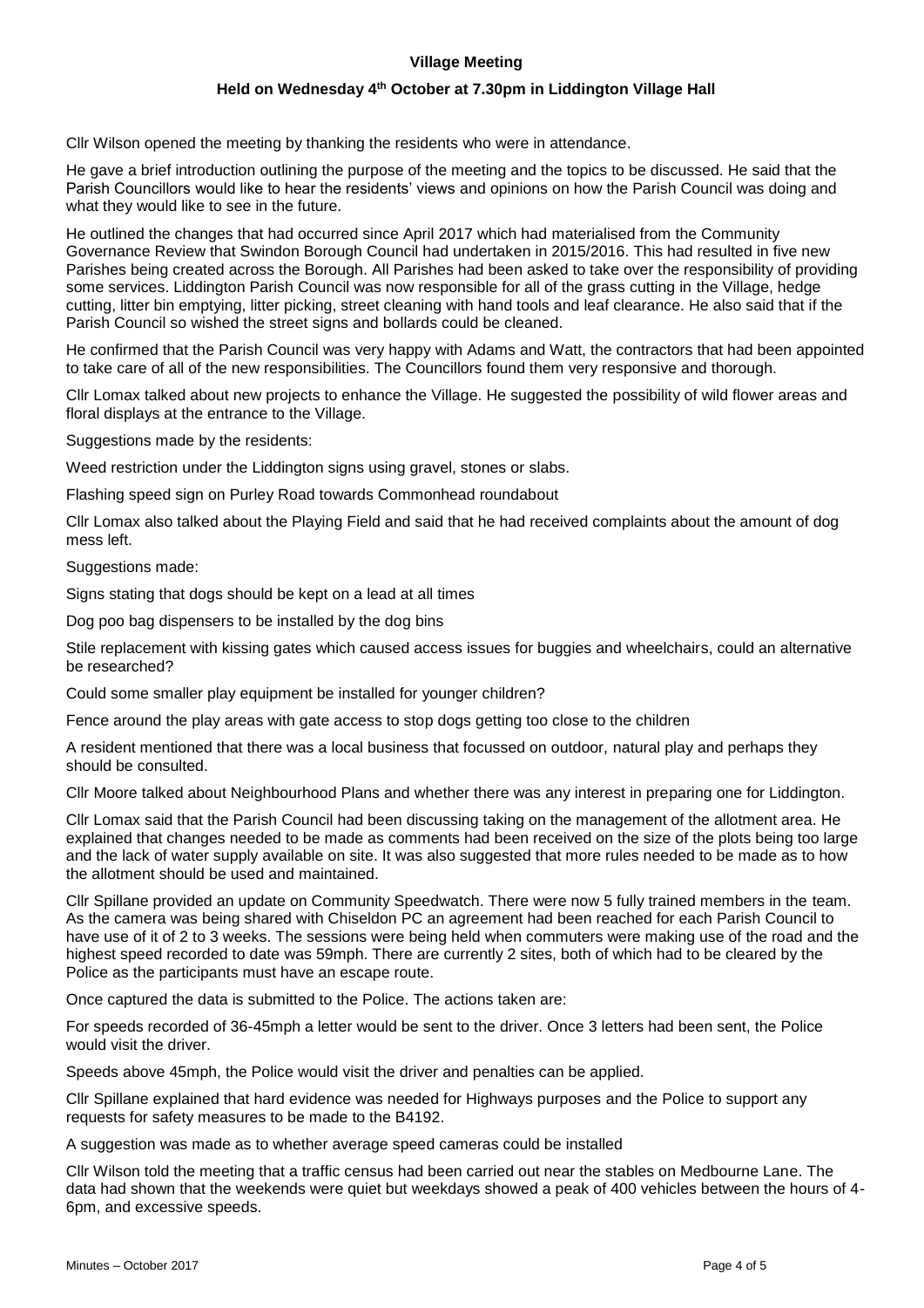**Village Meeting**

**Held on Wednesday 4th October at 7.30pm in Liddington Village Hall**

Cllr Wilson opened the meeting by thanking the residents who were in attendance.

He gave a brief introduction outlining the purpose of the meeting and the topics to be discussed. He said that the Parish Councillors would like to hear the residents' views and opinions on how the Parish Council was doing and what they would like to see in the future.

He outlined the changes that had occurred since April 2017 which had materialised from the Community Governance Review that Swindon Borough Council had undertaken in 2015/2016. This had resulted in five new Parishes being created across the Borough. All Parishes had been asked to take over the responsibility of providing some services. Liddington Parish Council was now responsible for all of the grass cutting in the Village, hedge cutting, litter bin emptying, litter picking, street cleaning with hand tools and leaf clearance. He also said that if the Parish Council so wished the street signs and bollards could be cleaned.

He confirmed that the Parish Council was very happy with Adams and Watt, the contractors that had been appointed to take care of all of the new responsibilities. The Councillors found them very responsive and thorough.

Cllr Lomax talked about new projects to enhance the Village. He suggested the possibility of wild flower areas and floral displays at the entrance to the Village.

Suggestions made by the residents:

Weed restriction under the Liddington signs using gravel, stones or slabs.

Flashing speed sign on Purley Road towards Commonhead roundabout

Cllr Lomax also talked about the Playing Field and said that he had received complaints about the amount of dog mess left.

Suggestions made:

Signs stating that dogs should be kept on a lead at all times

Dog poo bag dispensers to be installed by the dog bins

Stile replacement with kissing gates which caused access issues for buggies and wheelchairs, could an alternative be researched?

Could some smaller play equipment be installed for younger children?

Fence around the play areas with gate access to stop dogs getting too close to the children

A resident mentioned that there was a local business that focussed on outdoor, natural play and perhaps they should be consulted.

Cllr Moore talked about Neighbourhood Plans and whether there was any interest in preparing one for Liddington.

Cllr Lomax said that the Parish Council had been discussing taking on the management of the allotment area. He explained that changes needed to be made as comments had been received on the size of the plots being too large and the lack of water supply available on site. It was also suggested that more rules needed to be made as to how the allotment should be used and maintained.

Cllr Spillane provided an update on Community Speedwatch. There were now 5 fully trained members in the team. As the camera was being shared with Chiseldon PC an agreement had been reached for each Parish Council to have use of it of 2 to 3 weeks. The sessions were being held when commuters were making use of the road and the highest speed recorded to date was 59mph. There are currently 2 sites, both of which had to be cleared by the Police as the participants must have an escape route.

Once captured the data is submitted to the Police. The actions taken are:

For speeds recorded of 36-45mph a letter would be sent to the driver. Once 3 letters had been sent, the Police would visit the driver.

Speeds above 45mph, the Police would visit the driver and penalties can be applied.

Cllr Spillane explained that hard evidence was needed for Highways purposes and the Police to support any requests for safety measures to be made to the B4192.

A suggestion was made as to whether average speed cameras could be installed

Cllr Wilson told the meeting that a traffic census had been carried out near the stables on Medbourne Lane. The data had shown that the weekends were quiet but weekdays showed a peak of 400 vehicles between the hours of 4-6pm, and excessive speeds.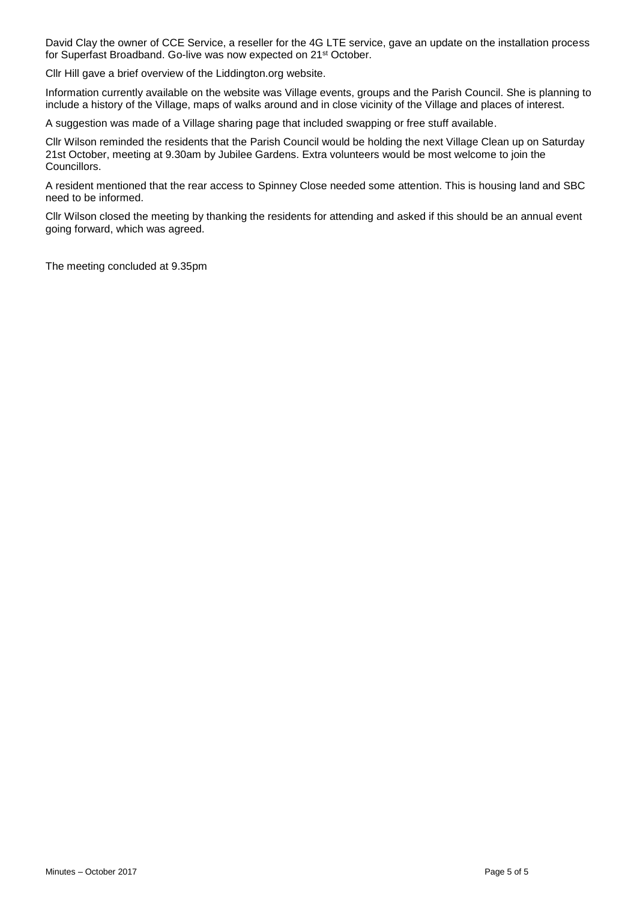David Clay the owner of CCE Service, a reseller for the 4G LTE service, gave an update on the installation process for Superfast Broadband. Go-live was now expected on 21st October.

Cllr Hill gave a brief overview of the Liddington.org website.

Information currently available on the website was Village events, groups and the Parish Council. She is planning to include a history of the Village, maps of walks around and in close vicinity of the Village and places of interest.

A suggestion was made of a Village sharing page that included swapping or free stuff available.

Cllr Wilson reminded the residents that the Parish Council would be holding the next Village Clean up on Saturday 21st October, meeting at 9.30am by Jubilee Gardens. Extra volunteers would be most welcome to join the Councillors.

A resident mentioned that the rear access to Spinney Close needed some attention. This is housing land and SBC need to be informed.

Cllr Wilson closed the meeting by thanking the residents for attending and asked if this should be an annual event going forward, which was agreed.

The meeting concluded at 9.35pm